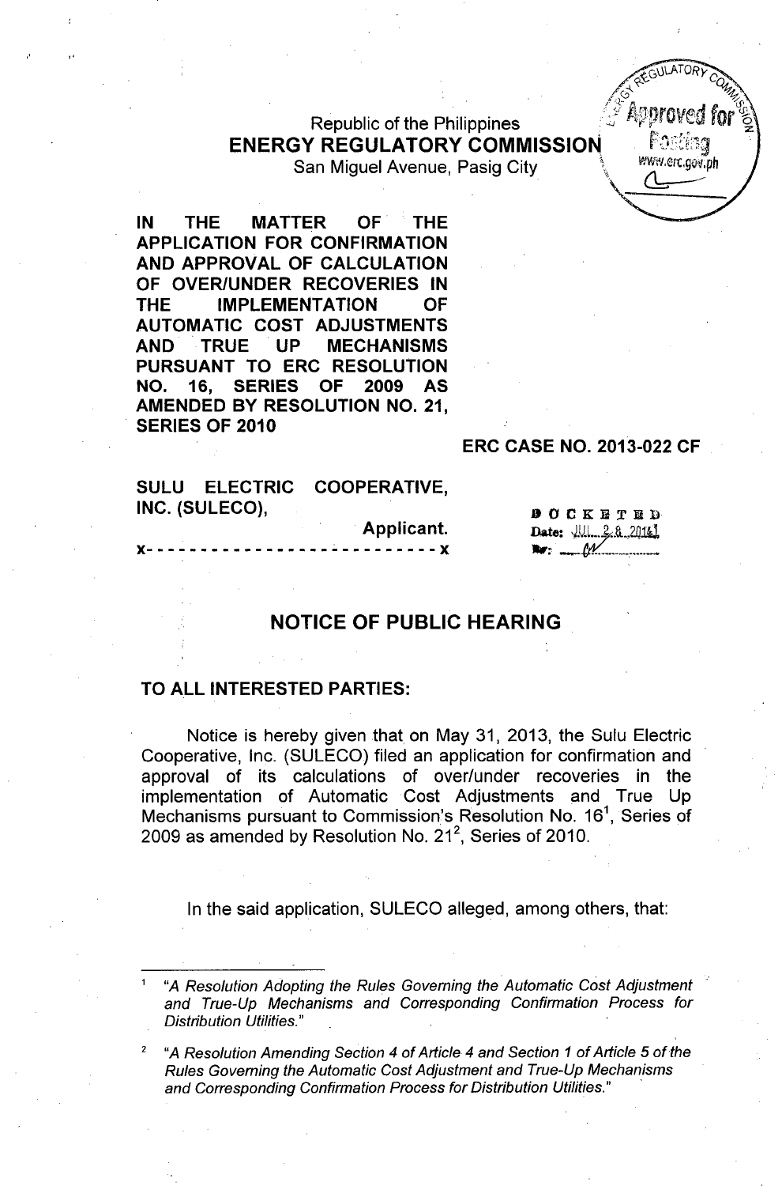Republic of the Philippines
**ENERGY REGULATORY COMMISSION**
San Miguel Avenue, Pasig City

**IN THE MATTER OF THE APPLICATION FOR CONFIRMATION AND APPROVAL OF CALCULATION OF OVER/UNDER RECOVERIES IN THE IMPLEMENTATION OF AUTOMATIC COST ADJUSTMENTS AND TRUE UP MECHANISMS PURSUANT TO ERC RESOLUTION NO. 16, SERIES OF 2009 AS AMENDED BY RESOLUTION NO. 21, SERIES OF 2010**

**ERC CASE NO. 2013-022 CF**

**SULU ELECTRIC COOPERATIVE, INC. (SULECO),**
**Applicant.**

x- - - - - - - - - - - - - - - - - - - - - - - - - - - x

DOCKETED
Date: JUL 28 2014
By: ___

## NOTICE OF PUBLIC HEARING

**TO ALL INTERESTED PARTIES:**

Notice is hereby given that on May 31, 2013, the Sulu Electric Cooperative, Inc. (SULECO) filed an application for confirmation and approval of its calculations of over/under recoveries in the implementation of Automatic Cost Adjustments and True Up Mechanisms pursuant to Commission's Resolution No. 16[1], Series of 2009 as amended by Resolution No. 21[2], Series of 2010.

In the said application, SULECO alleged, among others, that:

---

[1] *"A Resolution Adopting the Rules Governing the Automatic Cost Adjustment and True-Up Mechanisms and Corresponding Confirmation Process for Distribution Utilities."*

[2] *"A Resolution Amending Section 4 of Article 4 and Section 1 of Article 5 of the Rules Governing the Automatic Cost Adjustment and True-Up Mechanisms and Corresponding Confirmation Process for Distribution Utilities."*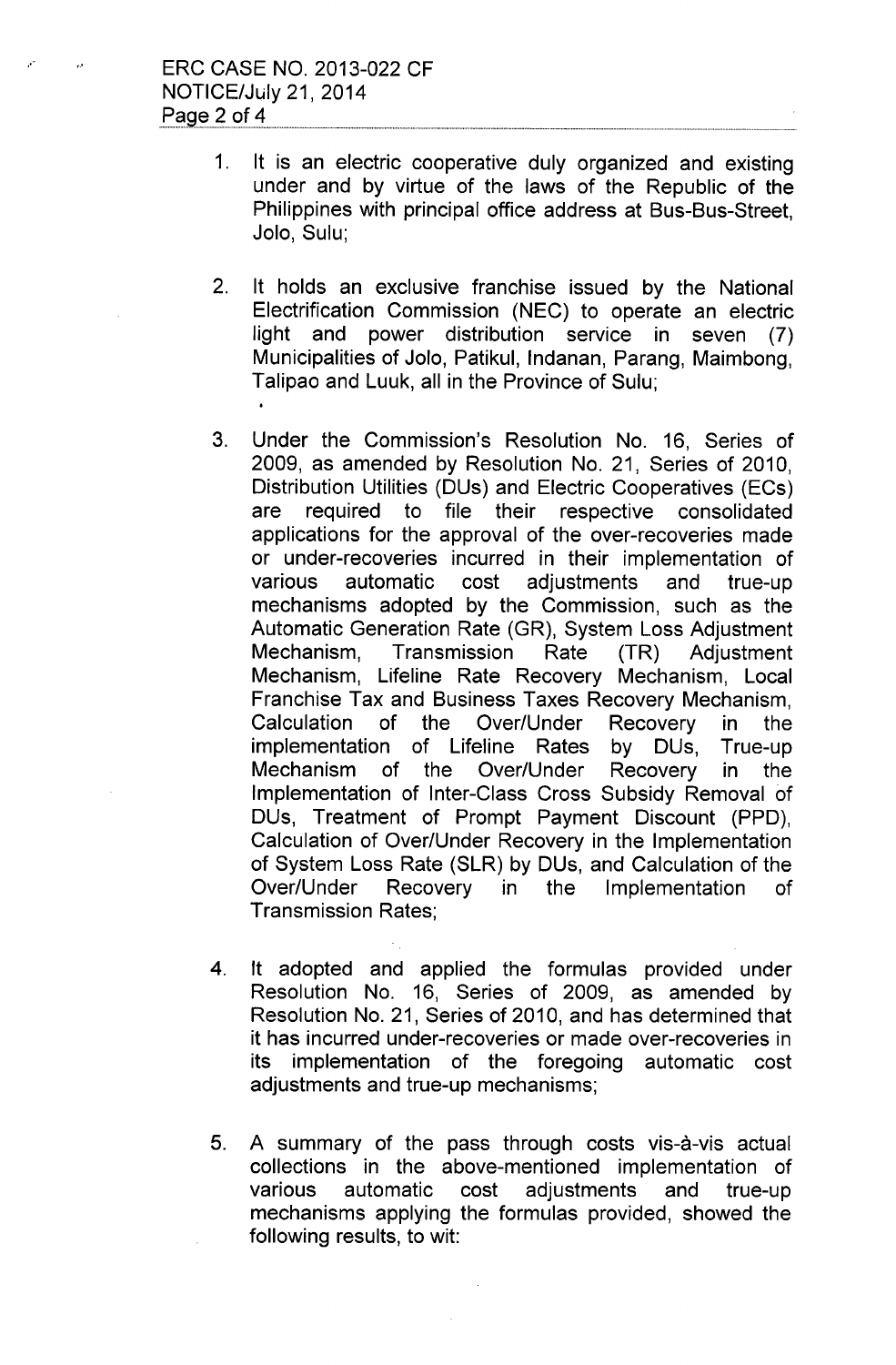1. It is an electric cooperative duly organized and existing under and by virtue of the laws of the Republic of the Philippines with principal office address at Bus-Bus-Street, Jolo, Sulu;

2. It holds an exclusive franchise issued by the National Electrification Commission (NEC) to operate an electric light and power distribution service in seven (7) Municipalities of Jolo, Patikul, Indanan, Parang, Maimbong, Talipao and Luuk, all in the Province of Sulu;

3. Under the Commission's Resolution No. 16, Series of 2009, as amended by Resolution No. 21, Series of 2010, Distribution Utilities (DUs) and Electric Cooperatives (ECs) are required to file their respective consolidated applications for the approval of the over-recoveries made or under-recoveries incurred in their implementation of various automatic cost adjustments and true-up mechanisms adopted by the Commission, such as the Automatic Generation Rate (GR), System Loss Adjustment Mechanism, Transmission Rate (TR) Adjustment Mechanism, Lifeline Rate Recovery Mechanism, Local Franchise Tax and Business Taxes Recovery Mechanism, Calculation of the Over/Under Recovery in the implementation of Lifeline Rates by DUs, True-up Mechanism of the Over/Under Recovery in the Implementation of Inter-Class Cross Subsidy Removal of DUs, Treatment of Prompt Payment Discount (PPD), Calculation of Over/Under Recovery in the Implementation of System Loss Rate (SLR) by DUs, and Calculation of the Over/Under Recovery in the Implementation of Transmission Rates;

4. It adopted and applied the formulas provided under Resolution No. 16, Series of 2009, as amended by Resolution No. 21, Series of 2010, and has determined that it has incurred under-recoveries or made over-recoveries in its implementation of the foregoing automatic cost adjustments and true-up mechanisms;

5. A summary of the pass through costs vis-à-vis actual collections in the above-mentioned implementation of various automatic cost adjustments and true-up mechanisms applying the formulas provided, showed the following results, to wit: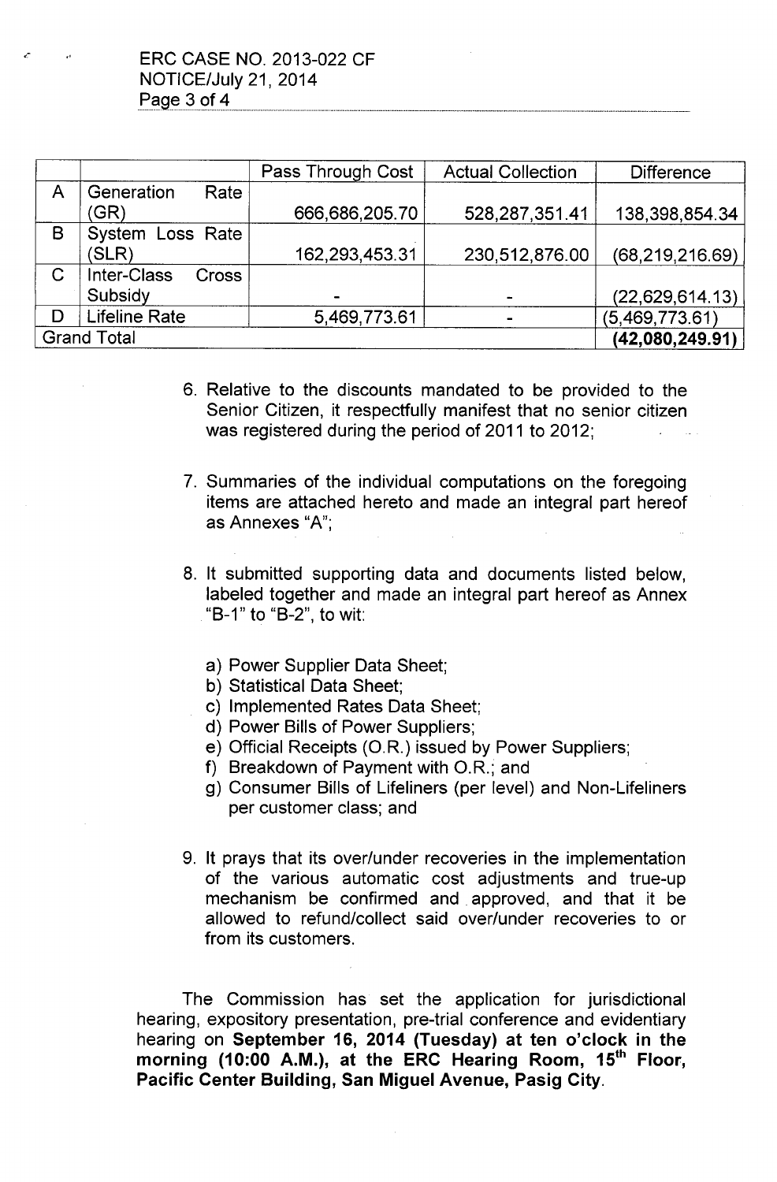| | | Pass Through Cost | Actual Collection | Difference |
|---|---|---|---|---|
| A | Generation Rate (GR) | 666,686,205.70 | 528,287,351.41 | 138,398,854.34 |
| B | System Loss Rate (SLR) | 162,293,453.31 | 230,512,876.00 | (68,219,216.69) |
| C | Inter-Class Cross Subsidy | - | - | (22,629,614.13) |
| D | Lifeline Rate | 5,469,773.61 | - | (5,469,773.61) |
| Grand Total | | | | **(42,080,249.91)** |

6. Relative to the discounts mandated to be provided to the Senior Citizen, it respectfully manifest that no senior citizen was registered during the period of 2011 to 2012;

7. Summaries of the individual computations on the foregoing items are attached hereto and made an integral part hereof as Annexes "A";

8. It submitted supporting data and documents listed below, labeled together and made an integral part hereof as Annex "B-1" to "B-2", to wit:

   a) Power Supplier Data Sheet;
   b) Statistical Data Sheet;
   c) Implemented Rates Data Sheet;
   d) Power Bills of Power Suppliers;
   e) Official Receipts (O.R.) issued by Power Suppliers;
   f) Breakdown of Payment with O.R.; and
   g) Consumer Bills of Lifeliners (per level) and Non-Lifeliners per customer class; and

9. It prays that its over/under recoveries in the implementation of the various automatic cost adjustments and true-up mechanism be confirmed and approved, and that it be allowed to refund/collect said over/under recoveries to or from its customers.

The Commission has set the application for jurisdictional hearing, expository presentation, pre-trial conference and evidentiary hearing on **September 16, 2014 (Tuesday) at ten o'clock in the morning (10:00 A.M.), at the ERC Hearing Room, 15th Floor, Pacific Center Building, San Miguel Avenue, Pasig City.**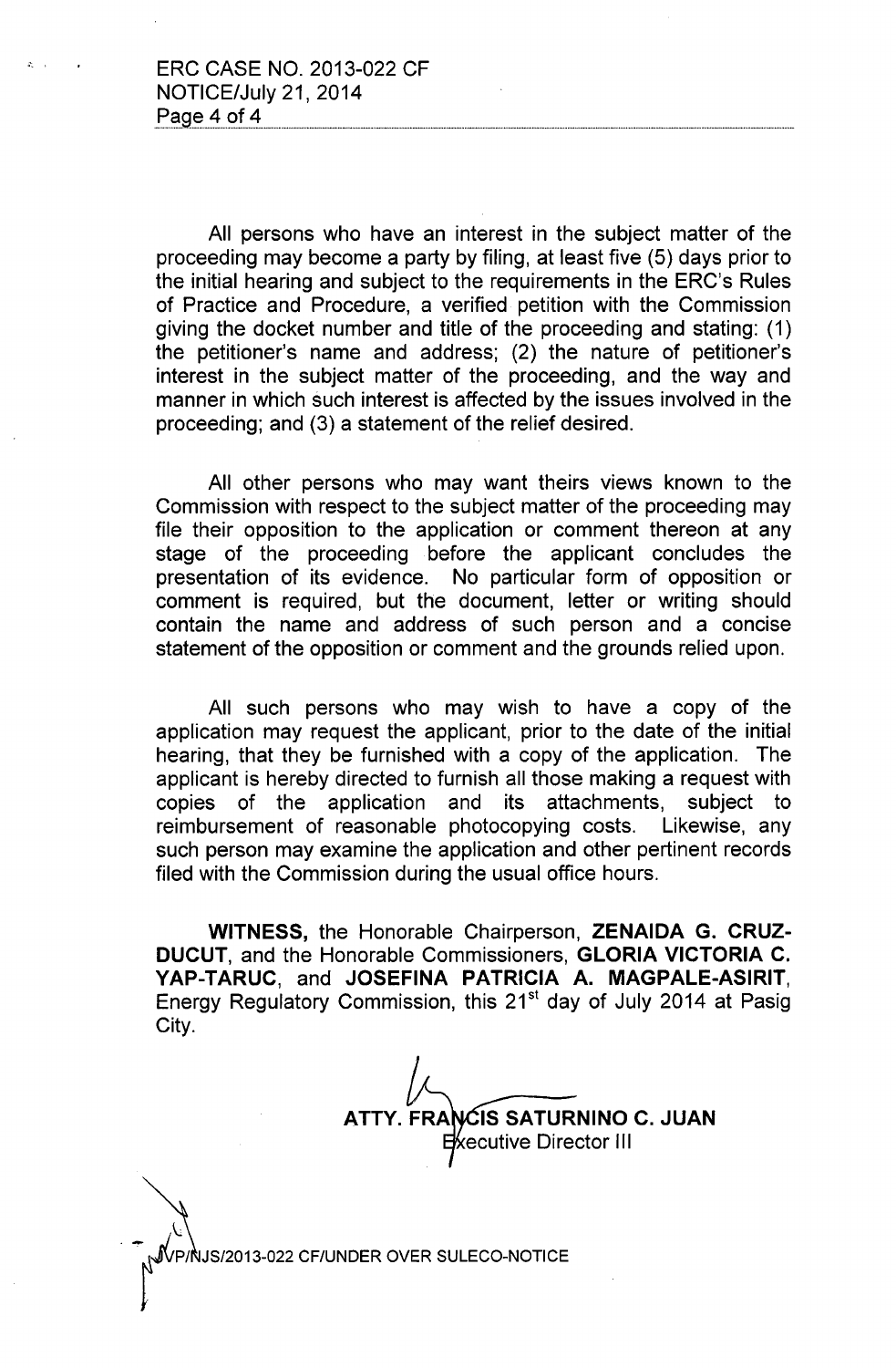All persons who have an interest in the subject matter of the proceeding may become a party by filing, at least five (5) days prior to the initial hearing and subject to the requirements in the ERC's Rules of Practice and Procedure, a verified petition with the Commission giving the docket number and title of the proceeding and stating: (1) the petitioner's name and address; (2) the nature of petitioner's interest in the subject matter of the proceeding, and the way and manner in which such interest is affected by the issues involved in the proceeding; and (3) a statement of the relief desired.

All other persons who may want theirs views known to the Commission with respect to the subject matter of the proceeding may file their opposition to the application or comment thereon at any stage of the proceeding before the applicant concludes the presentation of its evidence. No particular form of opposition or comment is required, but the document, letter or writing should contain the name and address of such person and a concise statement of the opposition or comment and the grounds relied upon.

All such persons who may wish to have a copy of the application may request the applicant, prior to the date of the initial hearing, that they be furnished with a copy of the application. The applicant is hereby directed to furnish all those making a request with copies of the application and its attachments, subject to reimbursement of reasonable photocopying costs. Likewise, any such person may examine the application and other pertinent records filed with the Commission during the usual office hours.

**WITNESS,** the Honorable Chairperson, **ZENAIDA G. CRUZ-DUCUT**, and the Honorable Commissioners, **GLORIA VICTORIA C. YAP-TARUC**, and **JOSEFINA PATRICIA A. MAGPALE-ASIRIT**, Energy Regulatory Commission, this 21st day of July 2014 at Pasig City.

**ATTY. FRANCIS SATURNINO C. JUAN**
Executive Director III

VP/NJS/2013-022 CF/UNDER OVER SULECO-NOTICE